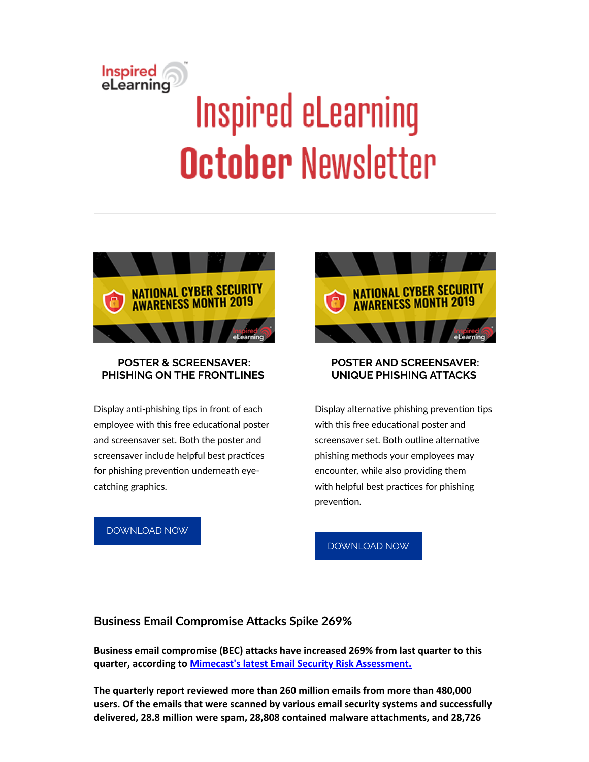# Inspired eLearning October Newsletter

### POSTER & SCREENSAVER: PHISHING ON THE FRONTLINES

Display anti-phishing tips in front of each employee with this free educational poster and screensaver set. Both the poster and screensaver include helpful best practices for phishing prevention underneath eye-catching graphics.

DOWNLOAD NOW

### POSTER AND SCREENSAVER: UNIQUE PHISHING ATTACKS

Display alternative phishing prevention tips with this free educational poster and screensaver set. Both outline alternative phishing methods your employees may encounter, while also providing them with helpful best practices for phishing prevention.

DOWNLOAD NOW

## Business Email Compromise Attacks Spike 269%

**Business email compromise (BEC) attacks have increased 269% from last quarter to this quarter, according to [Mimecast's latest Email Security Risk Assessment.]()**

**The quarterly report reviewed more than 260 million emails from more than 480,000 users. Of the emails that were scanned by various email security systems and successfully delivered, 28.8 million were spam, 28,808 contained malware attachments, and 28,726**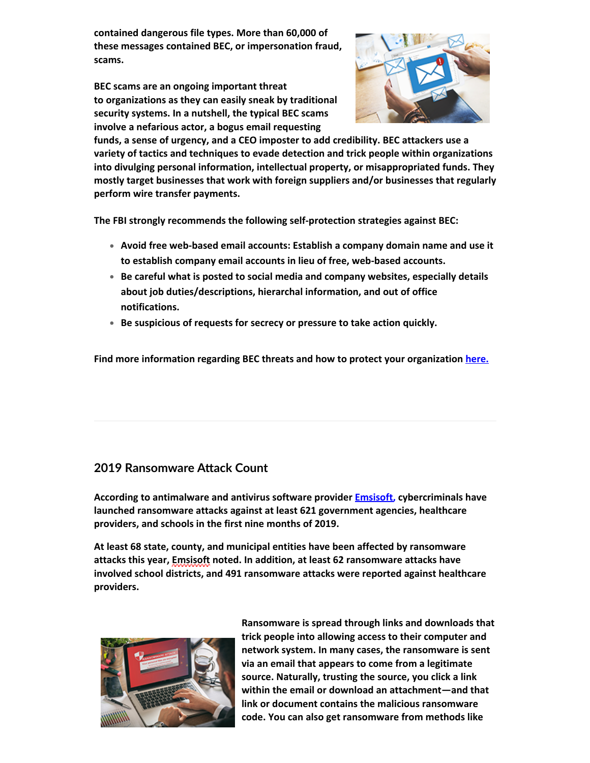contained dangerous file types. More than 60,000 of these messages contained BEC, or impersonation fraud, scams.

BEC scams are an ongoing important threat to organizations as they can easily sneak by traditional security systems. In a nutshell, the typical BEC scams involve a nefarious actor, a bogus email requesting funds, a sense of urgency, and a CEO imposter to add credibility. BEC attackers use a variety of tactics and techniques to evade detection and trick people within organizations into divulging personal information, intellectual property, or misappropriated funds. They mostly target businesses that work with foreign suppliers and/or businesses that regularly perform wire transfer payments.

The FBI strongly recommends the following self-protection strategies against BEC:

- Avoid free web-based email accounts: Establish a company domain name and use it to establish company email accounts in lieu of free, web-based accounts.
- Be careful what is posted to social media and company websites, especially details about job duties/descriptions, hierarchal information, and out of office notifications.
- Be suspicious of requests for secrecy or pressure to take action quickly.

Find more information regarding BEC threats and how to protect your organization here.

---

## 2019 Ransomware Attack Count

According to antimalware and antivirus software provider Emsisoft, cybercriminals have launched ransomware attacks against at least 621 government agencies, healthcare providers, and schools in the first nine months of 2019.

At least 68 state, county, and municipal entities have been affected by ransomware attacks this year, Emsisoft noted. In addition, at least 62 ransomware attacks have involved school districts, and 491 ransomware attacks were reported against healthcare providers.

Ransomware is spread through links and downloads that trick people into allowing access to their computer and network system. In many cases, the ransomware is sent via an email that appears to come from a legitimate source. Naturally, trusting the source, you click a link within the email or download an attachment—and that link or document contains the malicious ransomware code. You can also get ransomware from methods like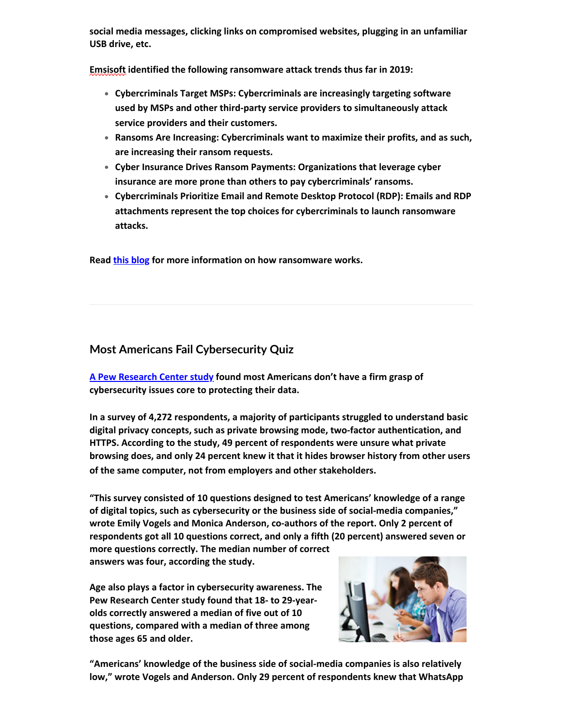social media messages, clicking links on compromised websites, plugging in an unfamiliar USB drive, etc.

Emsisoft identified the following ransomware attack trends thus far in 2019:

- Cybercriminals Target MSPs: Cybercriminals are increasingly targeting software used by MSPs and other third-party service providers to simultaneously attack service providers and their customers.
- Ransoms Are Increasing: Cybercriminals want to maximize their profits, and as such, are increasing their ransom requests.
- Cyber Insurance Drives Ransom Payments: Organizations that leverage cyber insurance are more prone than others to pay cybercriminals' ransoms.
- Cybercriminals Prioritize Email and Remote Desktop Protocol (RDP): Emails and RDP attachments represent the top choices for cybercriminals to launch ransomware attacks.

Read [this blog] for more information on how ransomware works.

---

## Most Americans Fail Cybersecurity Quiz

[A Pew Research Center study] found most Americans don't have a firm grasp of cybersecurity issues core to protecting their data.

In a survey of 4,272 respondents, a majority of participants struggled to understand basic digital privacy concepts, such as private browsing mode, two-factor authentication, and HTTPS. According to the study, 49 percent of respondents were unsure what private browsing does, and only 24 percent knew it that it hides browser history from other users of the same computer, not from employers and other stakeholders.

"This survey consisted of 10 questions designed to test Americans' knowledge of a range of digital topics, such as cybersecurity or the business side of social-media companies," wrote Emily Vogels and Monica Anderson, co-authors of the report. Only 2 percent of respondents got all 10 questions correct, and only a fifth (20 percent) answered seven or more questions correctly. The median number of correct answers was four, according to the study.

Age also plays a factor in cybersecurity awareness. The Pew Research Center study found that 18- to 29-year-olds correctly answered a median of five out of 10 questions, compared with a median of three among those ages 65 and older.

"Americans' knowledge of the business side of social-media companies is also relatively low," wrote Vogels and Anderson. Only 29 percent of respondents knew that WhatsApp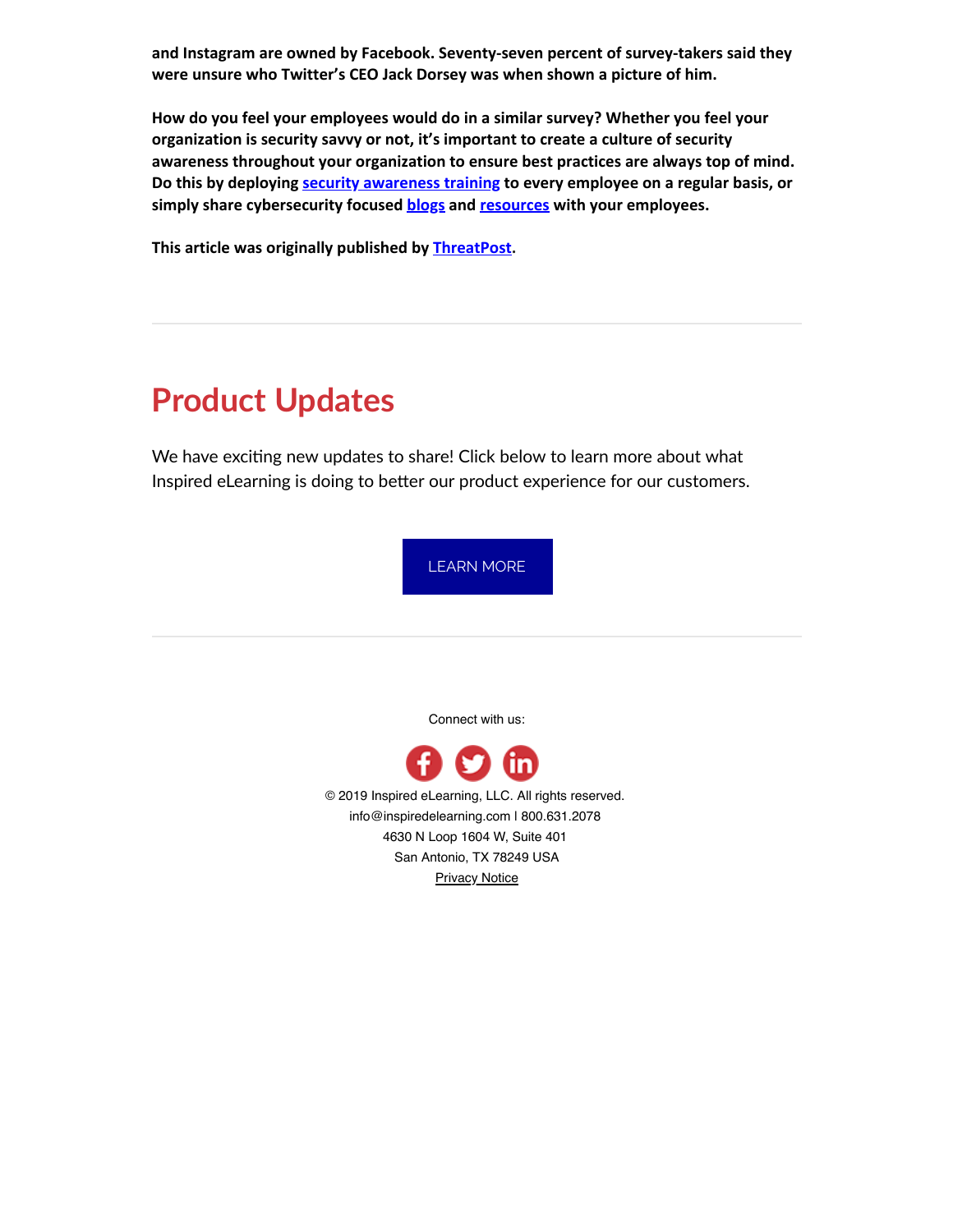**and Instagram are owned by Facebook. Seventy-seven percent of survey-takers said they were unsure who Twitter's CEO Jack Dorsey was when shown a picture of him.**

**How do you feel your employees would do in a similar survey? Whether you feel your organization is security savvy or not, it's important to create a culture of security awareness throughout your organization to ensure best practices are always top of mind. Do this by deploying security awareness training to every employee on a regular basis, or simply share cybersecurity focused blogs and resources with your employees.**

**This article was originally published by ThreatPost.**

---

## Product Updates

We have exciting new updates to share! Click below to learn more about what Inspired eLearning is doing to better our product experience for our customers.

LEARN MORE

---

Connect with us:

© 2019 Inspired eLearning, LLC. All rights reserved.
info@inspiredelearning.com | 800.631.2078
4630 N Loop 1604 W, Suite 401
San Antonio, TX 78249 USA
Privacy Notice